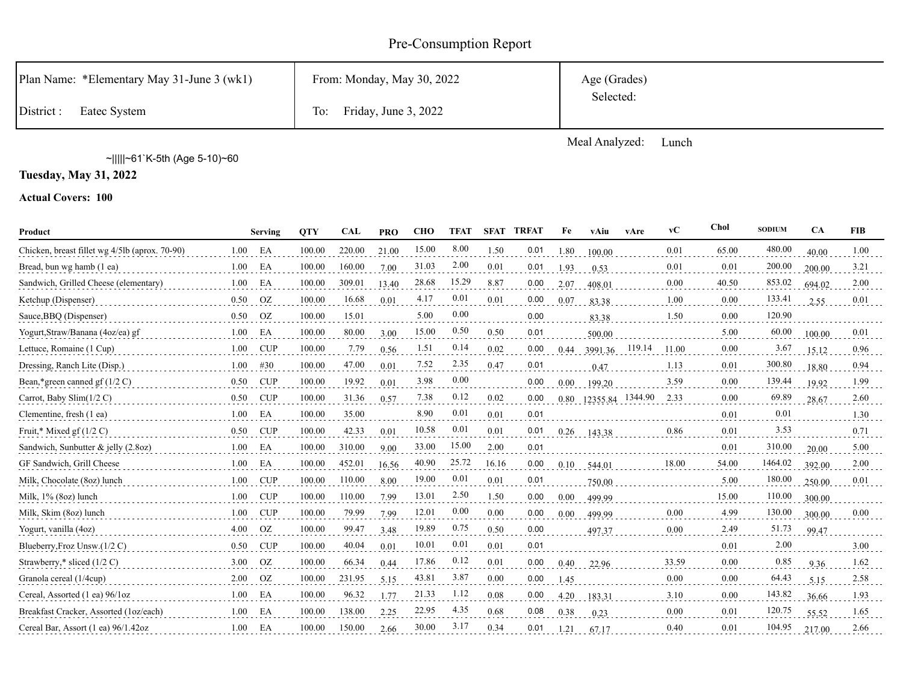# Pre-Consumption Report

| Plan Name: *Elementary May 31-June 3 (wk1) | From: Monday, May 30, 2022 | Age (Grades) Selected: |
|---|---|---|
| District : Eatec System | To: Friday, June 3, 2022 | |

Meal Analyzed: Lunch

~|||||~61`K-5th (Age 5-10)~60

**Tuesday, May 31, 2022**

**Actual Covers: 100**

| Product | Serving | | QTY | CAL | PRO | CHO | TFAT | SFAT | TRFAT | Fe | vAiu | vAre | vC | Chol | SODIUM | CA | FIB |
|---|---|---|---|---|---|---|---|---|---|---|---|---|---|---|---|---|---|
| Chicken, breast fillet wg 4/5lb (aprox. 70-90) | 1.00 | EA | 100.00 | 220.00 | 21.00 | 15.00 | 8.00 | 1.50 | 0.01 | 1.80 | 100.00 | | 0.01 | 65.00 | 480.00 | 40.00 | 1.00 |
| Bread, bun wg hamb (1 ea) | 1.00 | EA | 100.00 | 160.00 | 7.00 | 31.03 | 2.00 | 0.01 | 0.01 | 1.93 | 0.53 | | 0.01 | 0.01 | 200.00 | 200.00 | 3.21 |
| Sandwich, Grilled Cheese (elementary) | 1.00 | EA | 100.00 | 309.01 | 13.40 | 28.68 | 15.29 | 8.87 | 0.00 | 2.07 | 408.01 | | 0.00 | 40.50 | 853.02 | 694.02 | 2.00 |
| Ketchup (Dispenser) | 0.50 | OZ | 100.00 | 16.68 | 0.01 | 4.17 | 0.01 | 0.01 | 0.00 | 0.07 | 83.38 | | 1.00 | 0.00 | 133.41 | 2.55 | 0.01 |
| Sauce,BBQ (Dispenser) | 0.50 | OZ | 100.00 | 15.01 | | 5.00 | 0.00 | | 0.00 | | 83.38 | | 1.50 | 0.00 | 120.90 | | |
| Yogurt,Straw/Banana (4oz/ea) gf | 1.00 | EA | 100.00 | 80.00 | 3.00 | 15.00 | 0.50 | 0.50 | 0.01 | | 500.00 | | | 5.00 | 60.00 | 100.00 | 0.01 |
| Lettuce, Romaine (1 Cup) | 1.00 | CUP | 100.00 | 7.79 | 0.56 | 1.51 | 0.14 | 0.02 | 0.00 | 0.44 | 3991.36 | 119.14 | 11.00 | 0.00 | 3.67 | 15.12 | 0.96 |
| Dressing, Ranch Lite (Disp.) | 1.00 | #30 | 100.00 | 47.00 | 0.01 | 7.52 | 2.35 | 0.47 | 0.01 | | 0.47 | | 1.13 | 0.01 | 300.80 | 18.80 | 0.94 |
| Bean,*green canned gf (1/2 C) | 0.50 | CUP | 100.00 | 19.92 | 0.01 | 3.98 | 0.00 | | 0.00 | 0.00 | 199.20 | | 3.59 | 0.00 | 139.44 | 19.92 | 1.99 |
| Carrot, Baby Slim(1/2 C) | 0.50 | CUP | 100.00 | 31.36 | 0.57 | 7.38 | 0.12 | 0.02 | 0.00 | 0.80 | 12355.84 | 1344.90 | 2.33 | 0.00 | 69.89 | 28.67 | 2.60 |
| Clementine, fresh (1 ea) | 1.00 | EA | 100.00 | 35.00 | | 8.90 | 0.01 | 0.01 | 0.01 | | | | | 0.01 | 0.01 | | 1.30 |
| Fruit,* Mixed gf (1/2 C) | 0.50 | CUP | 100.00 | 42.33 | 0.01 | 10.58 | 0.01 | 0.01 | 0.01 | 0.26 | 143.38 | | 0.86 | 0.01 | 3.53 | | 0.71 |
| Sandwich, Sunbutter & jelly (2.8oz) | 1.00 | EA | 100.00 | 310.00 | 9.00 | 33.00 | 15.00 | 2.00 | 0.01 | | | | | 0.01 | 310.00 | 20.00 | 5.00 |
| GF Sandwich, Grill Cheese | 1.00 | EA | 100.00 | 452.01 | 16.56 | 40.90 | 25.72 | 16.16 | 0.00 | 0.10 | 544.01 | | 18.00 | 54.00 | 1464.02 | 392.00 | 2.00 |
| Milk, Chocolate (8oz) lunch | 1.00 | CUP | 100.00 | 110.00 | 8.00 | 19.00 | 0.01 | 0.01 | 0.01 | | 750.00 | | | 5.00 | 180.00 | 250.00 | 0.01 |
| Milk, 1% (8oz) lunch | 1.00 | CUP | 100.00 | 110.00 | 7.99 | 13.01 | 2.50 | 1.50 | 0.00 | 0.00 | 499.99 | | | 15.00 | 110.00 | 300.00 | |
| Milk, Skim (8oz) lunch | 1.00 | CUP | 100.00 | 79.99 | 7.99 | 12.01 | 0.00 | 0.00 | 0.00 | 0.00 | 499.99 | | 0.00 | 4.99 | 130.00 | 300.00 | 0.00 |
| Yogurt, vanilla (4oz) | 4.00 | OZ | 100.00 | 99.47 | 3.48 | 19.89 | 0.75 | 0.50 | 0.00 | | 497.37 | | 0.00 | 2.49 | 51.73 | 99.47 | |
| Blueberry,Froz Unsw.(1/2 C) | 0.50 | CUP | 100.00 | 40.04 | 0.01 | 10.01 | 0.01 | 0.01 | 0.01 | | | | | 0.01 | 2.00 | | 3.00 |
| Strawberry,* sliced (1/2 C) | 3.00 | OZ | 100.00 | 66.34 | 0.44 | 17.86 | 0.12 | 0.01 | 0.00 | 0.40 | 22.96 | | 33.59 | 0.00 | 0.85 | 9.36 | 1.62 |
| Granola cereal (1/4cup) | 2.00 | OZ | 100.00 | 231.95 | 5.15 | 43.81 | 3.87 | 0.00 | 0.00 | 1.45 | | | 0.00 | 0.00 | 64.43 | 5.15 | 2.58 |
| Cereal, Assorted (1 ea) 96/1oz | 1.00 | EA | 100.00 | 96.32 | 1.77 | 21.33 | 1.12 | 0.08 | 0.00 | 4.20 | 183.31 | | 3.10 | 0.00 | 143.82 | 36.66 | 1.93 |
| Breakfast Cracker, Assorted (1oz/each) | 1.00 | EA | 100.00 | 138.00 | 2.25 | 22.95 | 4.35 | 0.68 | 0.08 | 0.38 | 0.23 | | 0.00 | 0.01 | 120.75 | 55.52 | 1.65 |
| Cereal Bar, Assort (1 ea) 96/1.42oz | 1.00 | EA | 100.00 | 150.00 | 2.66 | 30.00 | 3.17 | 0.34 | 0.01 | 1.21 | 67.17 | | 0.40 | 0.01 | 104.95 | 217.00 | 2.66 |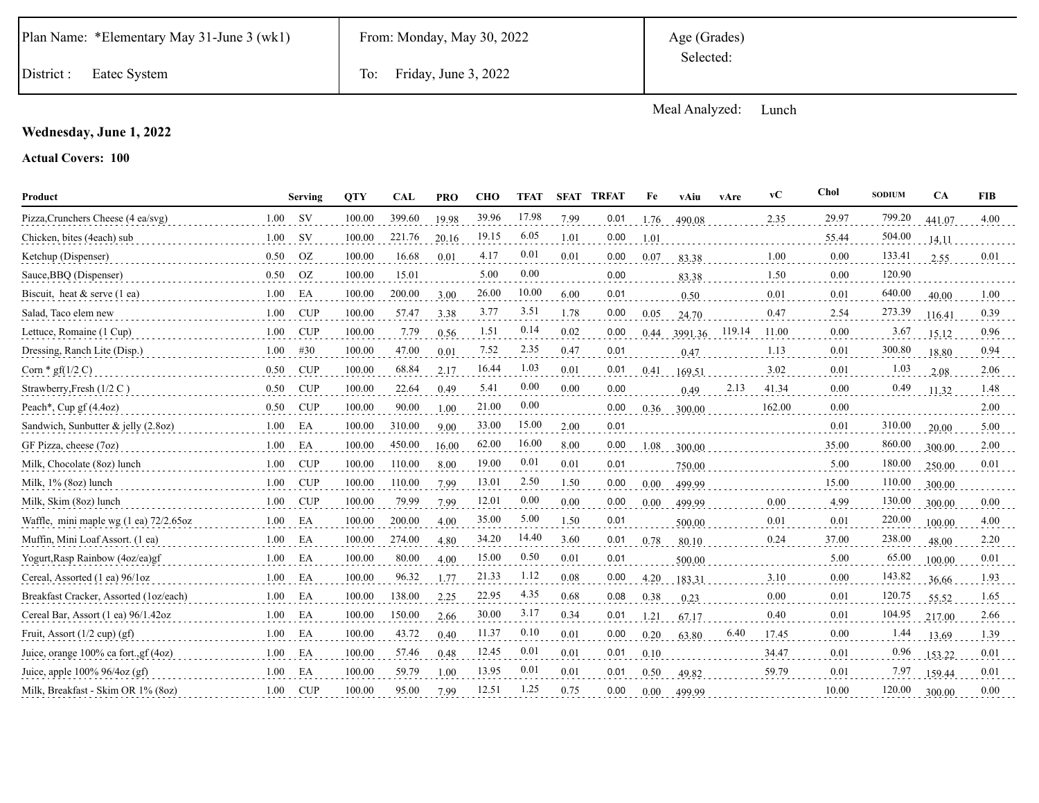| Plan Name: *Elementary May 31-June 3 (wk1) | From: Monday, May 30, 2022 | Age (Grades) Selected: |
| --- | --- | --- |
| District : Eatec System | To: Friday, June 3, 2022 | |

Meal Analyzed: Lunch

**Wednesday, June 1, 2022**

**Actual Covers: 100**

| Product | Serving | | QTY | CAL | PRO | CHO | TFAT | SFAT | TRFAT | Fe | vAiu | vAre | vC | Chol | SODIUM | CA | FIB |
| --- | --- | --- | --- | --- | --- | --- | --- | --- | --- | --- | --- | --- | --- | --- | --- | --- | --- |
| Pizza,Crunchers Cheese (4 ea/svg) | 1.00 | SV | 100.00 | 399.60 | 19.98 | 39.96 | 17.98 | 7.99 | 0.01 | 1.76 | 490.08 | | 2.35 | 29.97 | 799.20 | 441.07 | 4.00 |
| Chicken, bites (4each) sub | 1.00 | SV | 100.00 | 221.76 | 20.16 | 19.15 | 6.05 | 1.01 | 0.00 | 1.01 | | | | 55.44 | 504.00 | 14.11 | |
| Ketchup (Dispenser) | 0.50 | OZ | 100.00 | 16.68 | 0.01 | 4.17 | 0.01 | 0.01 | 0.00 | 0.07 | 83.38 | | 1.00 | 0.00 | 133.41 | 2.55 | 0.01 |
| Sauce,BBQ (Dispenser) | 0.50 | OZ | 100.00 | 15.01 | | 5.00 | 0.00 | | 0.00 | | 83.38 | | 1.50 | 0.00 | 120.90 | | |
| Biscuit, heat & serve (1 ea) | 1.00 | EA | 100.00 | 200.00 | 3.00 | 26.00 | 10.00 | 6.00 | 0.01 | | 0.50 | | 0.01 | 0.01 | 640.00 | 40.00 | 1.00 |
| Salad, Taco elem new | 1.00 | CUP | 100.00 | 57.47 | 3.38 | 3.77 | 3.51 | 1.78 | 0.00 | 0.05 | 24.70 | | 0.47 | 2.54 | 273.39 | 116.41 | 0.39 |
| Lettuce, Romaine (1 Cup) | 1.00 | CUP | 100.00 | 7.79 | 0.56 | 1.51 | 0.14 | 0.02 | 0.00 | 0.44 | 3991.36 | 119.14 | 11.00 | 0.00 | 3.67 | 15.12 | 0.96 |
| Dressing, Ranch Lite (Disp.) | 1.00 | #30 | 100.00 | 47.00 | 0.01 | 7.52 | 2.35 | 0.47 | 0.01 | | 0.47 | | 1.13 | 0.01 | 300.80 | 18.80 | 0.94 |
| Corn * gf(1/2 C) | 0.50 | CUP | 100.00 | 68.84 | 2.17 | 16.44 | 1.03 | 0.01 | 0.01 | 0.41 | 169.51 | | 3.02 | 0.01 | 1.03 | 2.08 | 2.06 |
| Strawberry,Fresh (1/2 C ) | 0.50 | CUP | 100.00 | 22.64 | 0.49 | 5.41 | 0.00 | 0.00 | 0.00 | | 0.49 | 2.13 | 41.34 | 0.00 | 0.49 | 11.32 | 1.48 |
| Peach*, Cup gf (4.4oz) | 0.50 | CUP | 100.00 | 90.00 | 1.00 | 21.00 | 0.00 | | 0.00 | 0.36 | 300.00 | | 162.00 | 0.00 | | | 2.00 |
| Sandwich, Sunbutter & jelly (2.8oz) | 1.00 | EA | 100.00 | 310.00 | 9.00 | 33.00 | 15.00 | 2.00 | 0.01 | | | | | 0.01 | 310.00 | 20.00 | 5.00 |
| GF Pizza, cheese (7oz) | 1.00 | EA | 100.00 | 450.00 | 16.00 | 62.00 | 16.00 | 8.00 | 0.00 | 1.08 | 300.00 | | | 35.00 | 860.00 | 300.00 | 2.00 |
| Milk, Chocolate (8oz) lunch | 1.00 | CUP | 100.00 | 110.00 | 8.00 | 19.00 | 0.01 | 0.01 | 0.01 | | 750.00 | | | 5.00 | 180.00 | 250.00 | 0.01 |
| Milk, 1% (8oz) lunch | 1.00 | CUP | 100.00 | 110.00 | 7.99 | 13.01 | 2.50 | 1.50 | 0.00 | 0.00 | 499.99 | | | 15.00 | 110.00 | 300.00 | |
| Milk, Skim (8oz) lunch | 1.00 | CUP | 100.00 | 79.99 | 7.99 | 12.01 | 0.00 | 0.00 | 0.00 | 0.00 | 499.99 | | 0.00 | 4.99 | 130.00 | 300.00 | 0.00 |
| Waffle, mini maple wg (1 ea) 72/2.65oz | 1.00 | EA | 100.00 | 200.00 | 4.00 | 35.00 | 5.00 | 1.50 | 0.01 | | 500.00 | | 0.01 | 0.01 | 220.00 | 100.00 | 4.00 |
| Muffin, Mini Loaf Assort. (1 ea) | 1.00 | EA | 100.00 | 274.00 | 4.80 | 34.20 | 14.40 | 3.60 | 0.01 | 0.78 | 80.10 | | 0.24 | 37.00 | 238.00 | 48.00 | 2.20 |
| Yogurt,Rasp Rainbow (4oz/ea)gf | 1.00 | EA | 100.00 | 80.00 | 4.00 | 15.00 | 0.50 | 0.01 | 0.01 | | 500.00 | | | 5.00 | 65.00 | 100.00 | 0.01 |
| Cereal, Assorted (1 ea) 96/1oz | 1.00 | EA | 100.00 | 96.32 | 1.77 | 21.33 | 1.12 | 0.08 | 0.00 | 4.20 | 183.31 | | 3.10 | 0.00 | 143.82 | 36.66 | 1.93 |
| Breakfast Cracker, Assorted (1oz/each) | 1.00 | EA | 100.00 | 138.00 | 2.25 | 22.95 | 4.35 | 0.68 | 0.08 | 0.38 | 0.23 | | 0.00 | 0.01 | 120.75 | 55.52 | 1.65 |
| Cereal Bar, Assort (1 ea) 96/1.42oz | 1.00 | EA | 100.00 | 150.00 | 2.66 | 30.00 | 3.17 | 0.34 | 0.01 | 1.21 | 67.17 | | 0.40 | 0.01 | 104.95 | 217.00 | 2.66 |
| Fruit, Assort (1/2 cup) (gf) | 1.00 | EA | 100.00 | 43.72 | 0.40 | 11.37 | 0.10 | 0.01 | 0.00 | 0.20 | 63.80 | 6.40 | 17.45 | 0.00 | 1.44 | 13.69 | 1.39 |
| Juice, orange 100% ca fort.,gf (4oz) | 1.00 | EA | 100.00 | 57.46 | 0.48 | 12.45 | 0.01 | 0.01 | 0.01 | 0.10 | | | 34.47 | 0.01 | 0.96 | 153.22 | 0.01 |
| Juice, apple 100% 96/4oz (gf) | 1.00 | EA | 100.00 | 59.79 | 1.00 | 13.95 | 0.01 | 0.01 | 0.01 | 0.50 | 49.82 | | 59.79 | 0.01 | 7.97 | 159.44 | 0.01 |
| Milk, Breakfast - Skim OR 1% (8oz) | 1.00 | CUP | 100.00 | 95.00 | 7.99 | 12.51 | 1.25 | 0.75 | 0.00 | 0.00 | 499.99 | | | 10.00 | 120.00 | 300.00 | 0.00 |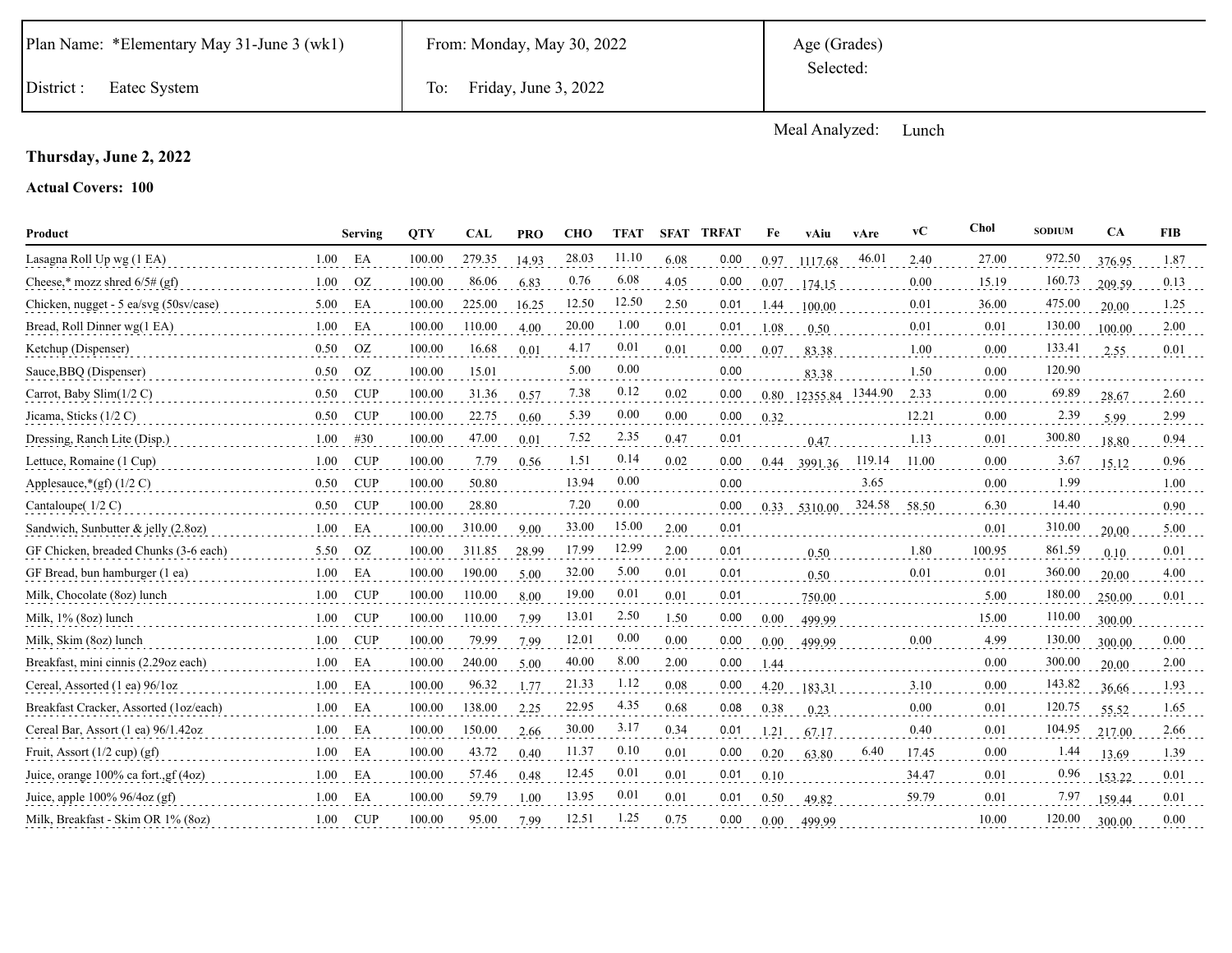| Plan Name: *Elementary May 31-June 3 (wk1) | From: Monday, May 30, 2022 | Age (Grades) Selected: |
|---|---|---|
| District : Eatec System | To: Friday, June 3, 2022 | |

Meal Analyzed: Lunch

**Thursday, June 2, 2022**

**Actual Covers: 100**

| Product | | Serving | QTY | CAL | PRO | CHO | TFAT | SFAT | TRFAT | Fe | vAiu | vAre | vC | Chol | SODIUM | CA | FIB |
|---|---|---|---|---|---|---|---|---|---|---|---|---|---|---|---|---|---|
| Lasagna Roll Up wg (1 EA) | 1.00 | EA | 100.00 | 279.35 | 14.93 | 28.03 | 11.10 | 6.08 | 0.00 | 0.97 | 1117.68 | 46.01 | 2.40 | 27.00 | 972.50 | 376.95 | 1.87 |
| Cheese,* mozz shred 6/5# (gf) | 1.00 | OZ | 100.00 | 86.06 | 6.83 | 0.76 | 6.08 | 4.05 | 0.00 | 0.07 | 174.15 | | 0.00 | 15.19 | 160.73 | 209.59 | 0.13 |
| Chicken, nugget - 5 ea/svg (50sv/case) | 5.00 | EA | 100.00 | 225.00 | 16.25 | 12.50 | 12.50 | 2.50 | 0.01 | 1.44 | 100.00 | | 0.01 | 36.00 | 475.00 | 20.00 | 1.25 |
| Bread, Roll Dinner wg(1 EA) | 1.00 | EA | 100.00 | 110.00 | 4.00 | 20.00 | 1.00 | 0.01 | 0.01 | 1.08 | 0.50 | | 0.01 | 0.01 | 130.00 | 100.00 | 2.00 |
| Ketchup (Dispenser) | 0.50 | OZ | 100.00 | 16.68 | 0.01 | 4.17 | 0.01 | 0.01 | 0.00 | 0.07 | 83.38 | | 1.00 | 0.00 | 133.41 | 2.55 | 0.01 |
| Sauce,BBQ (Dispenser) | 0.50 | OZ | 100.00 | 15.01 | | 5.00 | 0.00 | | 0.00 | | 83.38 | | 1.50 | 0.00 | 120.90 | | |
| Carrot, Baby Slim(1/2 C) | 0.50 | CUP | 100.00 | 31.36 | 0.57 | 7.38 | 0.12 | 0.02 | 0.00 | 0.80 | 12355.84 | 1344.90 | 2.33 | 0.00 | 69.89 | 28.67 | 2.60 |
| Jicama, Sticks (1/2 C) | 0.50 | CUP | 100.00 | 22.75 | 0.60 | 5.39 | 0.00 | 0.00 | 0.00 | 0.32 | | | 12.21 | 0.00 | 2.39 | 5.99 | 2.99 |
| Dressing, Ranch Lite (Disp.) | 1.00 | #30 | 100.00 | 47.00 | 0.01 | 7.52 | 2.35 | 0.47 | 0.01 | | 0.47 | | 1.13 | 0.01 | 300.80 | 18.80 | 0.94 |
| Lettuce, Romaine (1 Cup) | 1.00 | CUP | 100.00 | 7.79 | 0.56 | 1.51 | 0.14 | 0.02 | 0.00 | 0.44 | 3991.36 | 119.14 | 11.00 | 0.00 | 3.67 | 15.12 | 0.96 |
| Applesauce,*(gf) (1/2 C) | 0.50 | CUP | 100.00 | 50.80 | | 13.94 | 0.00 | | 0.00 | | | 3.65 | | 0.00 | 1.99 | | 1.00 |
| Cantaloupe( 1/2 C) | 0.50 | CUP | 100.00 | 28.80 | | 7.20 | 0.00 | | 0.00 | 0.33 | 5310.00 | 324.58 | 58.50 | 6.30 | 14.40 | | 0.90 |
| Sandwich, Sunbutter & jelly (2.8oz) | 1.00 | EA | 100.00 | 310.00 | 9.00 | 33.00 | 15.00 | 2.00 | 0.01 | | | | | 0.01 | 310.00 | 20.00 | 5.00 |
| GF Chicken, breaded Chunks (3-6 each) | 5.50 | OZ | 100.00 | 311.85 | 28.99 | 17.99 | 12.99 | 2.00 | 0.01 | | 0.50 | | 1.80 | 100.95 | 861.59 | 0.10 | 0.01 |
| GF Bread, bun hamburger (1 ea) | 1.00 | EA | 100.00 | 190.00 | 5.00 | 32.00 | 5.00 | 0.01 | 0.01 | | 0.50 | | 0.01 | 0.01 | 360.00 | 20.00 | 4.00 |
| Milk, Chocolate (8oz) lunch | 1.00 | CUP | 100.00 | 110.00 | 8.00 | 19.00 | 0.01 | 0.01 | 0.01 | | 750.00 | | | 5.00 | 180.00 | 250.00 | 0.01 |
| Milk, 1% (8oz) lunch | 1.00 | CUP | 100.00 | 110.00 | 7.99 | 13.01 | 2.50 | 1.50 | 0.00 | 0.00 | 499.99 | | | 15.00 | 110.00 | 300.00 | |
| Milk, Skim (8oz) lunch | 1.00 | CUP | 100.00 | 79.99 | 7.99 | 12.01 | 0.00 | 0.00 | 0.00 | 0.00 | 499.99 | | 0.00 | 4.99 | 130.00 | 300.00 | 0.00 |
| Breakfast, mini cinnis (2.29oz each) | 1.00 | EA | 100.00 | 240.00 | 5.00 | 40.00 | 8.00 | 2.00 | 0.00 | 1.44 | | | | 0.00 | 300.00 | 20.00 | 2.00 |
| Cereal, Assorted (1 ea) 96/1oz | 1.00 | EA | 100.00 | 96.32 | 1.77 | 21.33 | 1.12 | 0.08 | 0.00 | 4.20 | 183.31 | | 3.10 | 0.00 | 143.82 | 36.66 | 1.93 |
| Breakfast Cracker, Assorted (1oz/each) | 1.00 | EA | 100.00 | 138.00 | 2.25 | 22.95 | 4.35 | 0.68 | 0.08 | 0.38 | 0.23 | | 0.00 | 0.01 | 120.75 | 55.52 | 1.65 |
| Cereal Bar, Assort (1 ea) 96/1.42oz | 1.00 | EA | 100.00 | 150.00 | 2.66 | 30.00 | 3.17 | 0.34 | 0.01 | 1.21 | 67.17 | | 0.40 | 0.01 | 104.95 | 217.00 | 2.66 |
| Fruit, Assort (1/2 cup) (gf) | 1.00 | EA | 100.00 | 43.72 | 0.40 | 11.37 | 0.10 | 0.01 | 0.00 | 0.20 | 63.80 | 6.40 | 17.45 | 0.00 | 1.44 | 13.69 | 1.39 |
| Juice, orange 100% ca fort.,gf (4oz) | 1.00 | EA | 100.00 | 57.46 | 0.48 | 12.45 | 0.01 | 0.01 | 0.01 | 0.10 | | | 34.47 | 0.01 | 0.96 | 153.22 | 0.01 |
| Juice, apple 100% 96/4oz (gf) | 1.00 | EA | 100.00 | 59.79 | 1.00 | 13.95 | 0.01 | 0.01 | 0.01 | 0.50 | 49.82 | | 59.79 | 0.01 | 7.97 | 159.44 | 0.01 |
| Milk, Breakfast - Skim OR 1% (8oz) | 1.00 | CUP | 100.00 | 95.00 | 7.99 | 12.51 | 1.25 | 0.75 | 0.00 | 0.00 | 499.99 | | | 10.00 | 120.00 | 300.00 | 0.00 |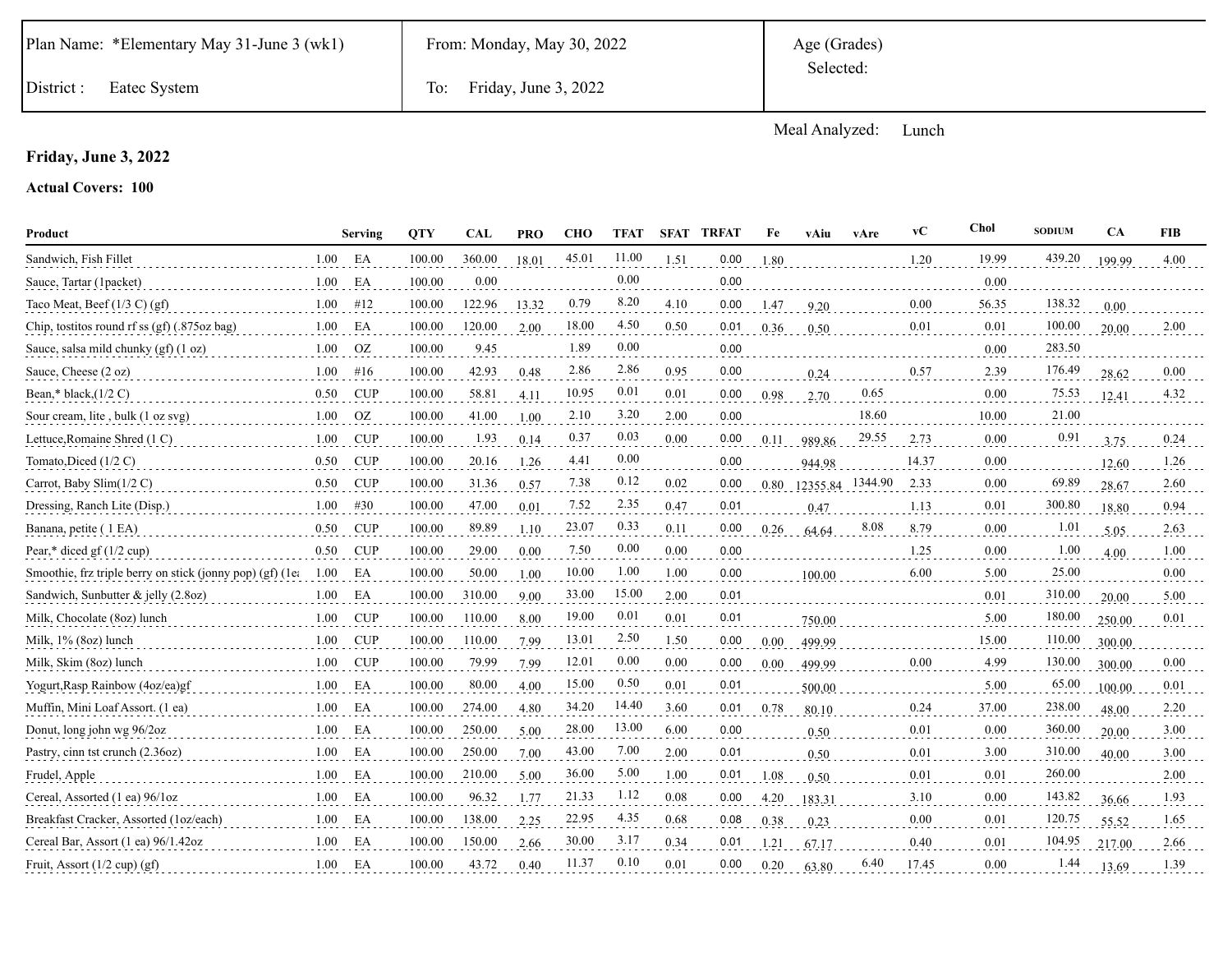| Plan Name: *Elementary May 31-June 3 (wk1) | From: Monday, May 30, 2022 | Age (Grades) Selected: |
|---|---|---|
| District : Eatec System | To: Friday, June 3, 2022 | |

Meal Analyzed: Lunch

**Friday, June 3, 2022**

**Actual Covers: 100**

| Product | Serving | | QTY | CAL | PRO | CHO | TFAT | SFAT | TRFAT | Fe | vAiu | vAre | vC | Chol | SODIUM | CA | FIB |
|---|---|---|---|---|---|---|---|---|---|---|---|---|---|---|---|---|---|
| Sandwich, Fish Fillet | 1.00 | EA | 100.00 | 360.00 | 18.01 | 45.01 | 11.00 | 1.51 | 0.00 | 1.80 | | | 1.20 | 19.99 | 439.20 | 199.99 | 4.00 |
| Sauce, Tartar (1packet) | 1.00 | EA | 100.00 | 0.00 | | | 0.00 | | 0.00 | | | | | 0.00 | | | |
| Taco Meat, Beef (1/3 C) (gf) | 1.00 | #12 | 100.00 | 122.96 | 13.32 | 0.79 | 8.20 | 4.10 | 0.00 | 1.47 | 9.20 | | 0.00 | 56.35 | 138.32 | 0.00 | |
| Chip, tostitos round rf ss (gf) (.875oz bag) | 1.00 | EA | 100.00 | 120.00 | 2.00 | 18.00 | 4.50 | 0.50 | 0.01 | 0.36 | 0.50 | | 0.01 | 0.01 | 100.00 | 20.00 | 2.00 |
| Sauce, salsa mild chunky (gf) (1 oz) | 1.00 | OZ | 100.00 | 9.45 | | 1.89 | 0.00 | | 0.00 | | | | | 0.00 | 283.50 | | |
| Sauce, Cheese (2 oz) | 1.00 | #16 | 100.00 | 42.93 | 0.48 | 2.86 | 2.86 | 0.95 | 0.00 | | 0.24 | | 0.57 | 2.39 | 176.49 | 28.62 | 0.00 |
| Bean,* black,(1/2 C) | 0.50 | CUP | 100.00 | 58.81 | 4.11 | 10.95 | 0.01 | 0.01 | 0.00 | 0.98 | 2.70 | 0.65 | | 0.00 | 75.53 | 12.41 | 4.32 |
| Sour cream, lite , bulk (1 oz svg) | 1.00 | OZ | 100.00 | 41.00 | 1.00 | 2.10 | 3.20 | 2.00 | 0.00 | | | 18.60 | | 10.00 | 21.00 | | |
| Lettuce,Romaine Shred (1 C) | 1.00 | CUP | 100.00 | 1.93 | 0.14 | 0.37 | 0.03 | 0.00 | 0.00 | 0.11 | 989.86 | 29.55 | 2.73 | 0.00 | 0.91 | 3.75 | 0.24 |
| Tomato,Diced (1/2 C) | 0.50 | CUP | 100.00 | 20.16 | 1.26 | 4.41 | 0.00 | | 0.00 | | 944.98 | | 14.37 | 0.00 | | 12.60 | 1.26 |
| Carrot, Baby Slim(1/2 C) | 0.50 | CUP | 100.00 | 31.36 | 0.57 | 7.38 | 0.12 | 0.02 | 0.00 | 0.80 | 12355.84 | 1344.90 | 2.33 | 0.00 | 69.89 | 28.67 | 2.60 |
| Dressing, Ranch Lite (Disp.) | 1.00 | #30 | 100.00 | 47.00 | 0.01 | 7.52 | 2.35 | 0.47 | 0.01 | | 0.47 | | 1.13 | 0.01 | 300.80 | 18.80 | 0.94 |
| Banana, petite ( 1 EA) | 0.50 | CUP | 100.00 | 89.89 | 1.10 | 23.07 | 0.33 | 0.11 | 0.00 | 0.26 | 64.64 | 8.08 | 8.79 | 0.00 | 1.01 | 5.05 | 2.63 |
| Pear,* diced gf (1/2 cup) | 0.50 | CUP | 100.00 | 29.00 | 0.00 | 7.50 | 0.00 | 0.00 | 0.00 | | | | 1.25 | 0.00 | 1.00 | 4.00 | 1.00 |
| Smoothie, frz triple berry on stick (jonny pop) (gf) (1ea | 1.00 | EA | 100.00 | 50.00 | 1.00 | 10.00 | 1.00 | 1.00 | 0.00 | | 100.00 | | 6.00 | 5.00 | 25.00 | | 0.00 |
| Sandwich, Sunbutter & jelly (2.8oz) | 1.00 | EA | 100.00 | 310.00 | 9.00 | 33.00 | 15.00 | 2.00 | 0.01 | | | | | 0.01 | 310.00 | 20.00 | 5.00 |
| Milk, Chocolate (8oz) lunch | 1.00 | CUP | 100.00 | 110.00 | 8.00 | 19.00 | 0.01 | 0.01 | 0.01 | | 750.00 | | | 5.00 | 180.00 | 250.00 | 0.01 |
| Milk, 1% (8oz) lunch | 1.00 | CUP | 100.00 | 110.00 | 7.99 | 13.01 | 2.50 | 1.50 | 0.00 | 0.00 | 499.99 | | | 15.00 | 110.00 | 300.00 | |
| Milk, Skim (8oz) lunch | 1.00 | CUP | 100.00 | 79.99 | 7.99 | 12.01 | 0.00 | 0.00 | 0.00 | 0.00 | 499.99 | | 0.00 | 4.99 | 130.00 | 300.00 | 0.00 |
| Yogurt,Rasp Rainbow (4oz/ea)gf | 1.00 | EA | 100.00 | 80.00 | 4.00 | 15.00 | 0.50 | 0.01 | 0.01 | | 500.00 | | | 5.00 | 65.00 | 100.00 | 0.01 |
| Muffin, Mini Loaf Assort. (1 ea) | 1.00 | EA | 100.00 | 274.00 | 4.80 | 34.20 | 14.40 | 3.60 | 0.01 | 0.78 | 80.10 | | 0.24 | 37.00 | 238.00 | 48.00 | 2.20 |
| Donut, long john wg 96/2oz | 1.00 | EA | 100.00 | 250.00 | 5.00 | 28.00 | 13.00 | 6.00 | 0.00 | | 0.50 | | 0.01 | 0.00 | 360.00 | 20.00 | 3.00 |
| Pastry, cinn tst crunch (2.36oz) | 1.00 | EA | 100.00 | 250.00 | 7.00 | 43.00 | 7.00 | 2.00 | 0.01 | | 0.50 | | 0.01 | 3.00 | 310.00 | 40.00 | 3.00 |
| Frudel, Apple | 1.00 | EA | 100.00 | 210.00 | 5.00 | 36.00 | 5.00 | 1.00 | 0.01 | 1.08 | 0.50 | | 0.01 | 0.01 | 260.00 | | 2.00 |
| Cereal, Assorted (1 ea) 96/1oz | 1.00 | EA | 100.00 | 96.32 | 1.77 | 21.33 | 1.12 | 0.08 | 0.00 | 4.20 | 183.31 | | 3.10 | 0.00 | 143.82 | 36.66 | 1.93 |
| Breakfast Cracker, Assorted (1oz/each) | 1.00 | EA | 100.00 | 138.00 | 2.25 | 22.95 | 4.35 | 0.68 | 0.08 | 0.38 | 0.23 | | 0.00 | 0.01 | 120.75 | 55.52 | 1.65 |
| Cereal Bar, Assort (1 ea) 96/1.42oz | 1.00 | EA | 100.00 | 150.00 | 2.66 | 30.00 | 3.17 | 0.34 | 0.01 | 1.21 | 67.17 | | 0.40 | 0.01 | 104.95 | 217.00 | 2.66 |
| Fruit, Assort (1/2 cup) (gf) | 1.00 | EA | 100.00 | 43.72 | 0.40 | 11.37 | 0.10 | 0.01 | 0.00 | 0.20 | 63.80 | 6.40 | 17.45 | 0.00 | 1.44 | 13.69 | 1.39 |